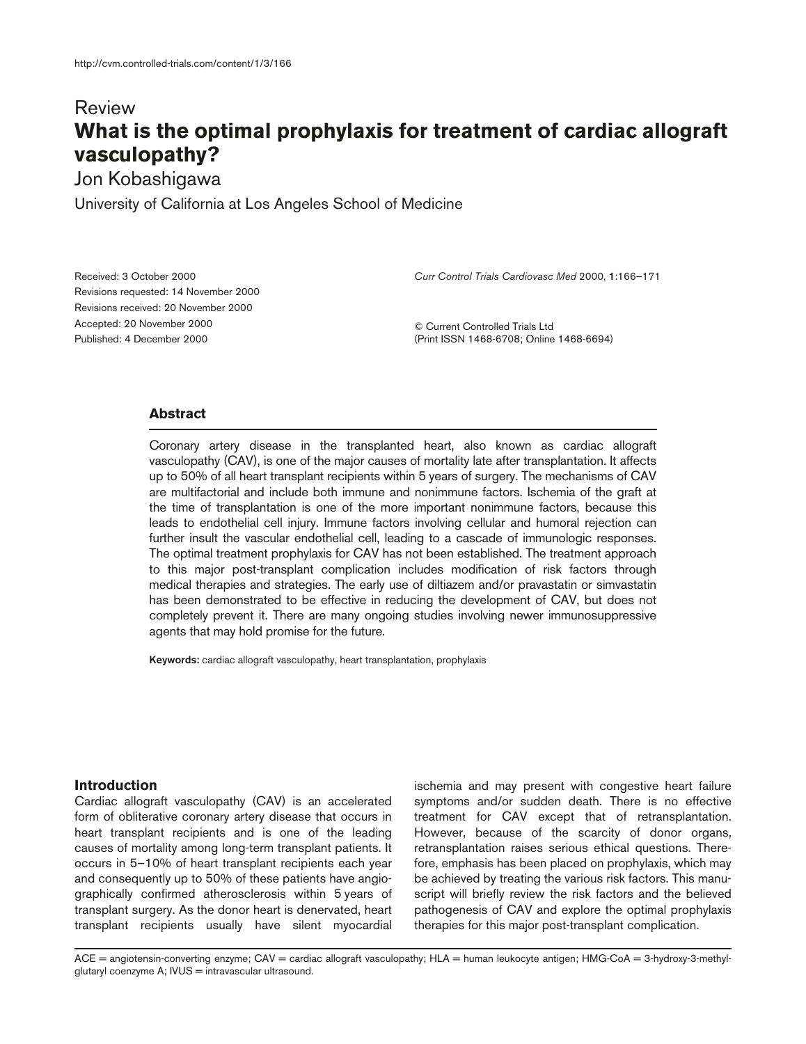http://cvm.controlled-trials.com/content/1/3/166

Review

# What is the optimal prophylaxis for treatment of cardiac allograft vasculopathy?

Jon Kobashigawa

University of California at Los Angeles School of Medicine

Received: 3 October 2000
Revisions requested: 14 November 2000
Revisions received: 20 November 2000
Accepted: 20 November 2000
Published: 4 December 2000

*Curr Control Trials Cardiovasc Med* 2000, **1**:166–171

© Current Controlled Trials Ltd
(Print ISSN 1468-6708; Online 1468-6694)

## Abstract

Coronary artery disease in the transplanted heart, also known as cardiac allograft vasculopathy (CAV), is one of the major causes of mortality late after transplantation. It affects up to 50% of all heart transplant recipients within 5 years of surgery. The mechanisms of CAV are multifactorial and include both immune and nonimmune factors. Ischemia of the graft at the time of transplantation is one of the more important nonimmune factors, because this leads to endothelial cell injury. Immune factors involving cellular and humoral rejection can further insult the vascular endothelial cell, leading to a cascade of immunologic responses. The optimal treatment prophylaxis for CAV has not been established. The treatment approach to this major post-transplant complication includes modification of risk factors through medical therapies and strategies. The early use of diltiazem and/or pravastatin or simvastatin has been demonstrated to be effective in reducing the development of CAV, but does not completely prevent it. There are many ongoing studies involving newer immunosuppressive agents that may hold promise for the future.

**Keywords:** cardiac allograft vasculopathy, heart transplantation, prophylaxis

## Introduction

Cardiac allograft vasculopathy (CAV) is an accelerated form of obliterative coronary artery disease that occurs in heart transplant recipients and is one of the leading causes of mortality among long-term transplant patients. It occurs in 5–10% of heart transplant recipients each year and consequently up to 50% of these patients have angiographically confirmed atherosclerosis within 5 years of transplant surgery. As the donor heart is denervated, heart transplant recipients usually have silent myocardial ischemia and may present with congestive heart failure symptoms and/or sudden death. There is no effective treatment for CAV except that of retransplantation. However, because of the scarcity of donor organs, retransplantation raises serious ethical questions. Therefore, emphasis has been placed on prophylaxis, which may be achieved by treating the various risk factors. This manuscript will briefly review the risk factors and the believed pathogenesis of CAV and explore the optimal prophylaxis therapies for this major post-transplant complication.

ACE = angiotensin-converting enzyme; CAV = cardiac allograft vasculopathy; HLA = human leukocyte antigen; HMG-CoA = 3-hydroxy-3-methylglutaryl coenzyme A; IVUS = intravascular ultrasound.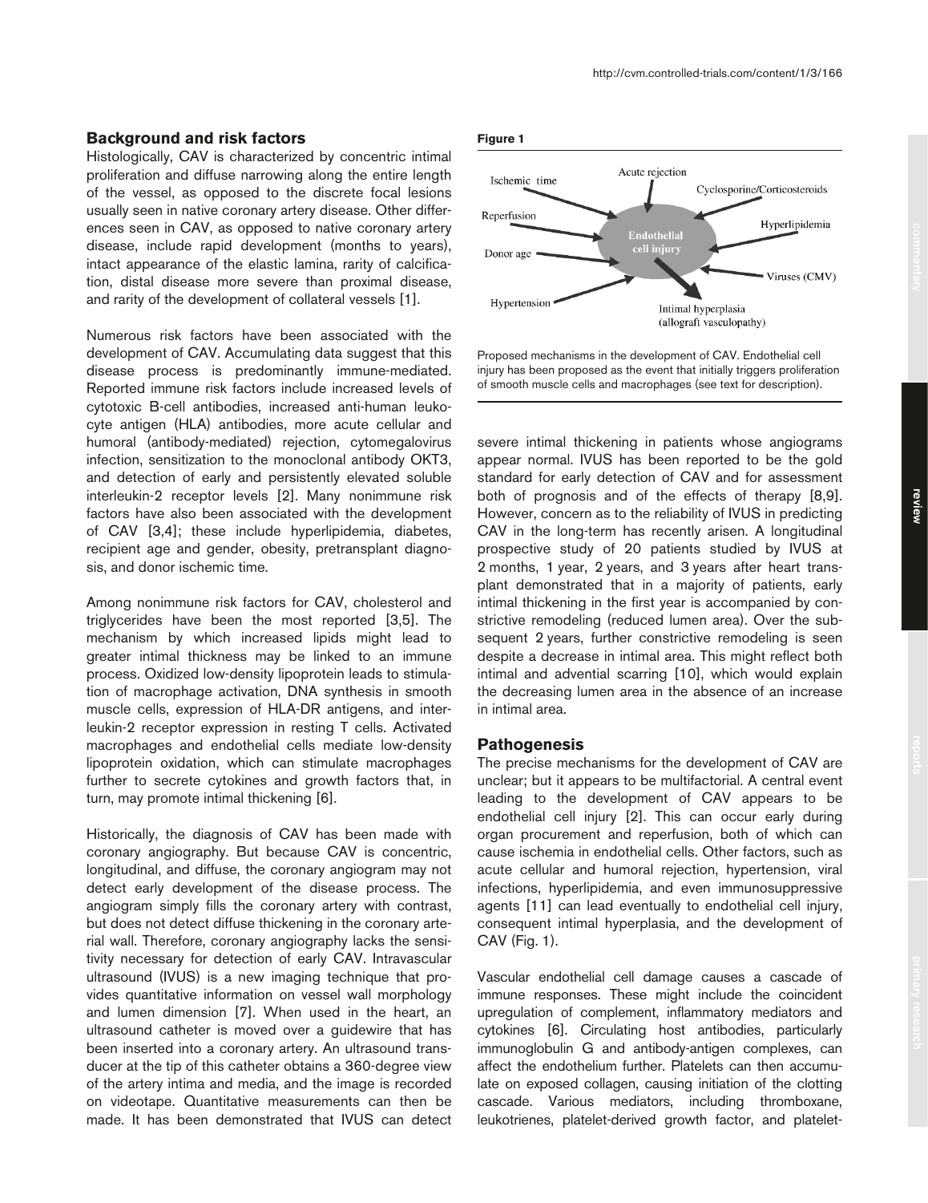## Background and risk factors

Histologically, CAV is characterized by concentric intimal proliferation and diffuse narrowing along the entire length of the vessel, as opposed to the discrete focal lesions usually seen in native coronary artery disease. Other differences seen in CAV, as opposed to native coronary artery disease, include rapid development (months to years), intact appearance of the elastic lamina, rarity of calcification, distal disease more severe than proximal disease, and rarity of the development of collateral vessels [1].

Numerous risk factors have been associated with the development of CAV. Accumulating data suggest that this disease process is predominantly immune-mediated. Reported immune risk factors include increased levels of cytotoxic B-cell antibodies, increased anti-human leukocyte antigen (HLA) antibodies, more acute cellular and humoral (antibody-mediated) rejection, cytomegalovirus infection, sensitization to the monoclonal antibody OKT3, and detection of early and persistently elevated soluble interleukin-2 receptor levels [2]. Many nonimmune risk factors have also been associated with the development of CAV [3,4]; these include hyperlipidemia, diabetes, recipient age and gender, obesity, pretransplant diagnosis, and donor ischemic time.

Among nonimmune risk factors for CAV, cholesterol and triglycerides have been the most reported [3,5]. The mechanism by which increased lipids might lead to greater intimal thickness may be linked to an immune process. Oxidized low-density lipoprotein leads to stimulation of macrophage activation, DNA synthesis in smooth muscle cells, expression of HLA-DR antigens, and interleukin-2 receptor expression in resting T cells. Activated macrophages and endothelial cells mediate low-density lipoprotein oxidation, which can stimulate macrophages further to secrete cytokines and growth factors that, in turn, may promote intimal thickening [6].

Historically, the diagnosis of CAV has been made with coronary angiography. But because CAV is concentric, longitudinal, and diffuse, the coronary angiogram may not detect early development of the disease process. The angiogram simply fills the coronary artery with contrast, but does not detect diffuse thickening in the coronary arterial wall. Therefore, coronary angiography lacks the sensitivity necessary for detection of early CAV. Intravascular ultrasound (IVUS) is a new imaging technique that provides quantitative information on vessel wall morphology and lumen dimension [7]. When used in the heart, an ultrasound catheter is moved over a guidewire that has been inserted into a coronary artery. An ultrasound transducer at the tip of this catheter obtains a 360-degree view of the artery intima and media, and the image is recorded on videotape. Quantitative measurements can then be made. It has been demonstrated that IVUS can detect severe intimal thickening in patients whose angiograms appear normal. IVUS has been reported to be the gold standard for early detection of CAV and for assessment both of prognosis and of the effects of therapy [8,9]. However, concern as to the reliability of IVUS in predicting CAV in the long-term has recently arisen. A longitudinal prospective study of 20 patients studied by IVUS at 2 months, 1 year, 2 years, and 3 years after heart transplant demonstrated that in a majority of patients, early intimal thickening in the first year is accompanied by constrictive remodeling (reduced lumen area). Over the subsequent 2 years, further constrictive remodeling is seen despite a decrease in intimal area. This might reflect both intimal and advential scarring [10], which would explain the decreasing lumen area in the absence of an increase in intimal area.

**Figure 1**

Ischemic time, Acute rejection, Cyclosporine/Corticosteroids, Reperfusion, Hyperlipidemia, Donor age, Viruses (CMV), Hypertension → Endothelial cell injury → Intimal hyperplasia (allograft vasculopathy)

Proposed mechanisms in the development of CAV. Endothelial cell injury has been proposed as the event that initially triggers proliferation of smooth muscle cells and macrophages (see text for description).

## Pathogenesis

The precise mechanisms for the development of CAV are unclear; but it appears to be multifactorial. A central event leading to the development of CAV appears to be endothelial cell injury [2]. This can occur early during organ procurement and reperfusion, both of which can cause ischemia in endothelial cells. Other factors, such as acute cellular and humoral rejection, hypertension, viral infections, hyperlipidemia, and even immunosuppressive agents [11] can lead eventually to endothelial cell injury, consequent intimal hyperplasia, and the development of CAV (Fig. 1).

Vascular endothelial cell damage causes a cascade of immune responses. These might include the coincident upregulation of complement, inflammatory mediators and cytokines [6]. Circulating host antibodies, particularly immunoglobulin G and antibody-antigen complexes, can affect the endothelium further. Platelets can then accumulate on exposed collagen, causing initiation of the clotting cascade. Various mediators, including thromboxane, leukotrienes, platelet-derived growth factor, and platelet-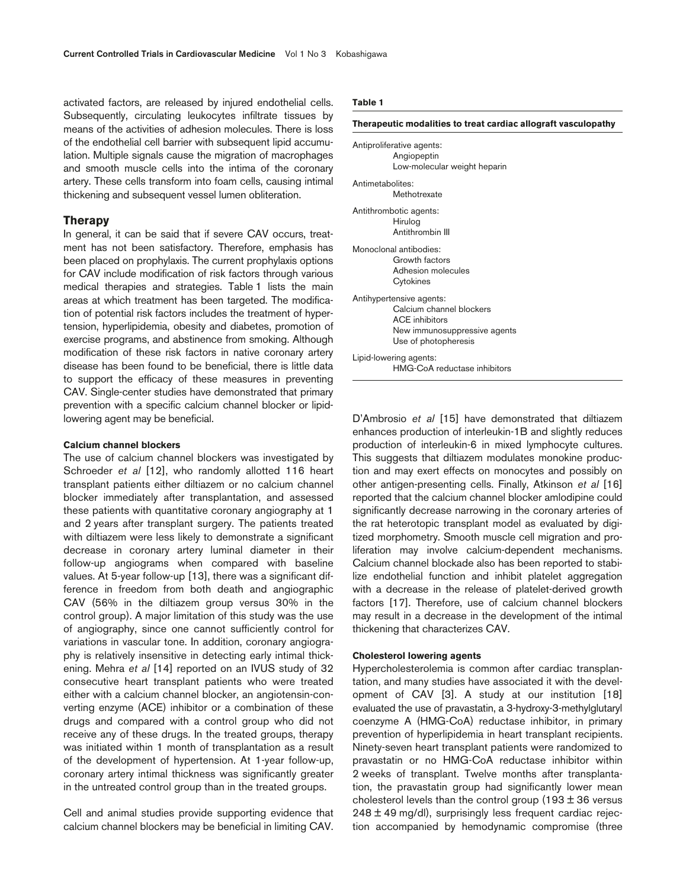activated factors, are released by injured endothelial cells. Subsequently, circulating leukocytes infiltrate tissues by means of the activities of adhesion molecules. There is loss of the endothelial cell barrier with subsequent lipid accumulation. Multiple signals cause the migration of macrophages and smooth muscle cells into the intima of the coronary artery. These cells transform into foam cells, causing intimal thickening and subsequent vessel lumen obliteration.

## Therapy

In general, it can be said that if severe CAV occurs, treatment has not been satisfactory. Therefore, emphasis has been placed on prophylaxis. The current prophylaxis options for CAV include modification of risk factors through various medical therapies and strategies. Table 1 lists the main areas at which treatment has been targeted. The modification of potential risk factors includes the treatment of hypertension, hyperlipidemia, obesity and diabetes, promotion of exercise programs, and abstinence from smoking. Although modification of these risk factors in native coronary artery disease has been found to be beneficial, there is little data to support the efficacy of these measures in preventing CAV. Single-center studies have demonstrated that primary prevention with a specific calcium channel blocker or lipid-lowering agent may be beneficial.

**Table 1**

**Therapeutic modalities to treat cardiac allograft vasculopathy**

| Category | Agents |
|---|---|
| Antiproliferative agents: | Angiopeptin |
| | Low-molecular weight heparin |
| Antimetabolites: | Methotrexate |
| Antithrombotic agents: | Hirulog |
| | Antithrombin III |
| Monoclonal antibodies: | Growth factors |
| | Adhesion molecules |
| | Cytokines |
| Antihypertensive agents: | Calcium channel blockers |
| | ACE inhibitors |
| | New immunosuppressive agents |
| | Use of photopheresis |
| Lipid-lowering agents: | HMG-CoA reductase inhibitors |

### Calcium channel blockers

The use of calcium channel blockers was investigated by Schroeder *et al* [12], who randomly allotted 116 heart transplant patients either diltiazem or no calcium channel blocker immediately after transplantation, and assessed these patients with quantitative coronary angiography at 1 and 2 years after transplant surgery. The patients treated with diltiazem were less likely to demonstrate a significant decrease in coronary artery luminal diameter in their follow-up angiograms when compared with baseline values. At 5-year follow-up [13], there was a significant difference in freedom from both death and angiographic CAV (56% in the diltiazem group versus 30% in the control group). A major limitation of this study was the use of angiography, since one cannot sufficiently control for variations in vascular tone. In addition, coronary angiography is relatively insensitive in detecting early intimal thickening. Mehra *et al* [14] reported on an IVUS study of 32 consecutive heart transplant patients who were treated either with a calcium channel blocker, an angiotensin-converting enzyme (ACE) inhibitor or a combination of these drugs and compared with a control group who did not receive any of these drugs. In the treated groups, therapy was initiated within 1 month of transplantation as a result of the development of hypertension. At 1-year follow-up, coronary artery intimal thickness was significantly greater in the untreated control group than in the treated groups.

Cell and animal studies provide supporting evidence that calcium channel blockers may be beneficial in limiting CAV. D'Ambrosio *et al* [15] have demonstrated that diltiazem enhances production of interleukin-1B and slightly reduces production of interleukin-6 in mixed lymphocyte cultures. This suggests that diltiazem modulates monokine production and may exert effects on monocytes and possibly on other antigen-presenting cells. Finally, Atkinson *et al* [16] reported that the calcium channel blocker amlodipine could significantly decrease narrowing in the coronary arteries of the rat heterotopic transplant model as evaluated by digitized morphometry. Smooth muscle cell migration and proliferation may involve calcium-dependent mechanisms. Calcium channel blockade also has been reported to stabilize endothelial function and inhibit platelet aggregation with a decrease in the release of platelet-derived growth factors [17]. Therefore, use of calcium channel blockers may result in a decrease in the development of the intimal thickening that characterizes CAV.

### Cholesterol lowering agents

Hypercholesterolemia is common after cardiac transplantation, and many studies have associated it with the development of CAV [3]. A study at our institution [18] evaluated the use of pravastatin, a 3-hydroxy-3-methylglutaryl coenzyme A (HMG-CoA) reductase inhibitor, in primary prevention of hyperlipidemia in heart transplant recipients. Ninety-seven heart transplant patients were randomized to pravastatin or no HMG-CoA reductase inhibitor within 2 weeks of transplant. Twelve months after transplantation, the pravastatin group had significantly lower mean cholesterol levels than the control group ($193 \pm 36$ versus $248 \pm 49$ mg/dl), surprisingly less frequent cardiac rejection accompanied by hemodynamic compromise (three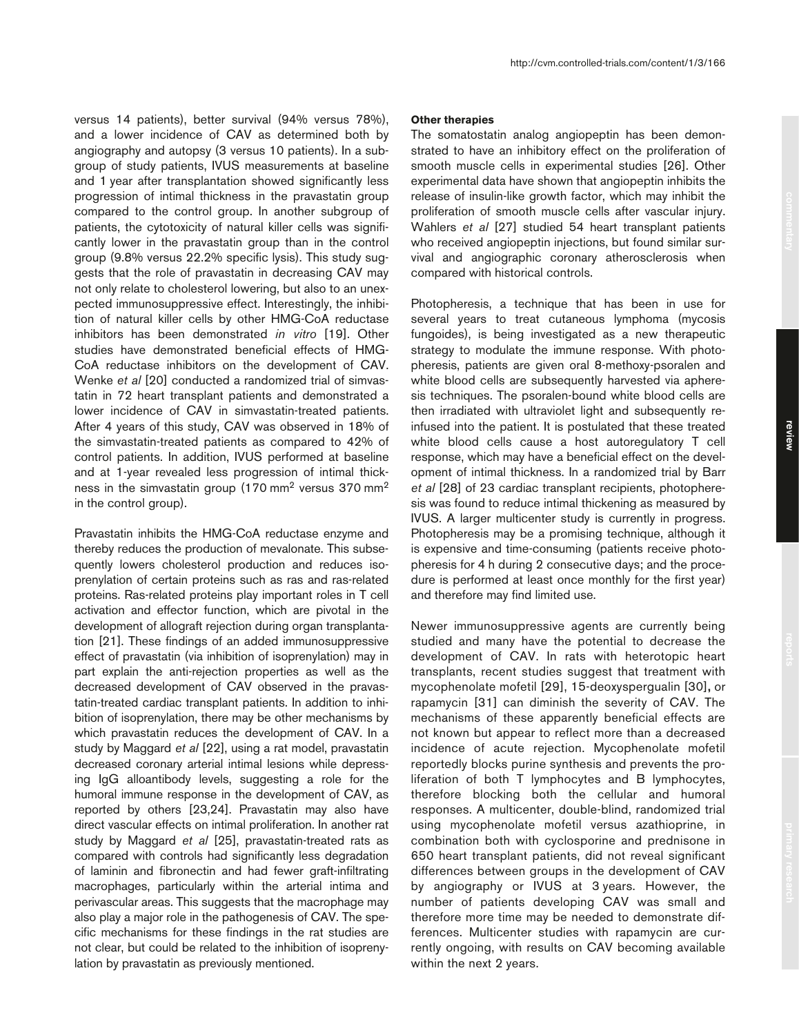versus 14 patients), better survival (94% versus 78%), and a lower incidence of CAV as determined both by angiography and autopsy (3 versus 10 patients). In a subgroup of study patients, IVUS measurements at baseline and 1 year after transplantation showed significantly less progression of intimal thickness in the pravastatin group compared to the control group. In another subgroup of patients, the cytotoxicity of natural killer cells was significantly lower in the pravastatin group than in the control group (9.8% versus 22.2% specific lysis). This study suggests that the role of pravastatin in decreasing CAV may not only relate to cholesterol lowering, but also to an unexpected immunosuppressive effect. Interestingly, the inhibition of natural killer cells by other HMG-CoA reductase inhibitors has been demonstrated *in vitro* [19]. Other studies have demonstrated beneficial effects of HMG-CoA reductase inhibitors on the development of CAV. Wenke *et al* [20] conducted a randomized trial of simvastatin in 72 heart transplant patients and demonstrated a lower incidence of CAV in simvastatin-treated patients. After 4 years of this study, CAV was observed in 18% of the simvastatin-treated patients as compared to 42% of control patients. In addition, IVUS performed at baseline and at 1-year revealed less progression of intimal thickness in the simvastatin group (170 $mm^2$ versus 370 $mm^2$ in the control group).

Pravastatin inhibits the HMG-CoA reductase enzyme and thereby reduces the production of mevalonate. This subsequently lowers cholesterol production and reduces isoprenylation of certain proteins such as ras and ras-related proteins. Ras-related proteins play important roles in T cell activation and effector function, which are pivotal in the development of allograft rejection during organ transplantation [21]. These findings of an added immunosuppressive effect of pravastatin (via inhibition of isoprenylation) may in part explain the anti-rejection properties as well as the decreased development of CAV observed in the pravastatin-treated cardiac transplant patients. In addition to inhibition of isoprenylation, there may be other mechanisms by which pravastatin reduces the development of CAV. In a study by Maggard *et al* [22], using a rat model, pravastatin decreased coronary arterial intimal lesions while depressing IgG alloantibody levels, suggesting a role for the humoral immune response in the development of CAV, as reported by others [23,24]. Pravastatin may also have direct vascular effects on intimal proliferation. In another rat study by Maggard *et al* [25], pravastatin-treated rats as compared with controls had significantly less degradation of laminin and fibronectin and had fewer graft-infiltrating macrophages, particularly within the arterial intima and perivascular areas. This suggests that the macrophage may also play a major role in the pathogenesis of CAV. The specific mechanisms for these findings in the rat studies are not clear, but could be related to the inhibition of isoprenylation by pravastatin as previously mentioned.

**Other therapies**

The somatostatin analog angiopeptin has been demonstrated to have an inhibitory effect on the proliferation of smooth muscle cells in experimental studies [26]. Other experimental data have shown that angiopeptin inhibits the release of insulin-like growth factor, which may inhibit the proliferation of smooth muscle cells after vascular injury. Wahlers *et al* [27] studied 54 heart transplant patients who received angiopeptin injections, but found similar survival and angiographic coronary atherosclerosis when compared with historical controls.

Photopheresis, a technique that has been in use for several years to treat cutaneous lymphoma (mycosis fungoides), is being investigated as a new therapeutic strategy to modulate the immune response. With photopheresis, patients are given oral 8-methoxy-psoralen and white blood cells are subsequently harvested via apheresis techniques. The psoralen-bound white blood cells are then irradiated with ultraviolet light and subsequently reinfused into the patient. It is postulated that these treated white blood cells cause a host autoregulatory T cell response, which may have a beneficial effect on the development of intimal thickness. In a randomized trial by Barr *et al* [28] of 23 cardiac transplant recipients, photopheresis was found to reduce intimal thickening as measured by IVUS. A larger multicenter study is currently in progress. Photopheresis may be a promising technique, although it is expensive and time-consuming (patients receive photopheresis for 4 h during 2 consecutive days; and the procedure is performed at least once monthly for the first year) and therefore may find limited use.

Newer immunosuppressive agents are currently being studied and many have the potential to decrease the development of CAV. In rats with heterotopic heart transplants, recent studies suggest that treatment with mycophenolate mofetil [29], 15-deoxyspergualin [30], or rapamycin [31] can diminish the severity of CAV. The mechanisms of these apparently beneficial effects are not known but appear to reflect more than a decreased incidence of acute rejection. Mycophenolate mofetil reportedly blocks purine synthesis and prevents the proliferation of both T lymphocytes and B lymphocytes, therefore blocking both the cellular and humoral responses. A multicenter, double-blind, randomized trial using mycophenolate mofetil versus azathioprine, in combination both with cyclosporine and prednisone in 650 heart transplant patients, did not reveal significant differences between groups in the development of CAV by angiography or IVUS at 3 years. However, the number of patients developing CAV was small and therefore more time may be needed to demonstrate differences. Multicenter studies with rapamycin are currently ongoing, with results on CAV becoming available within the next 2 years.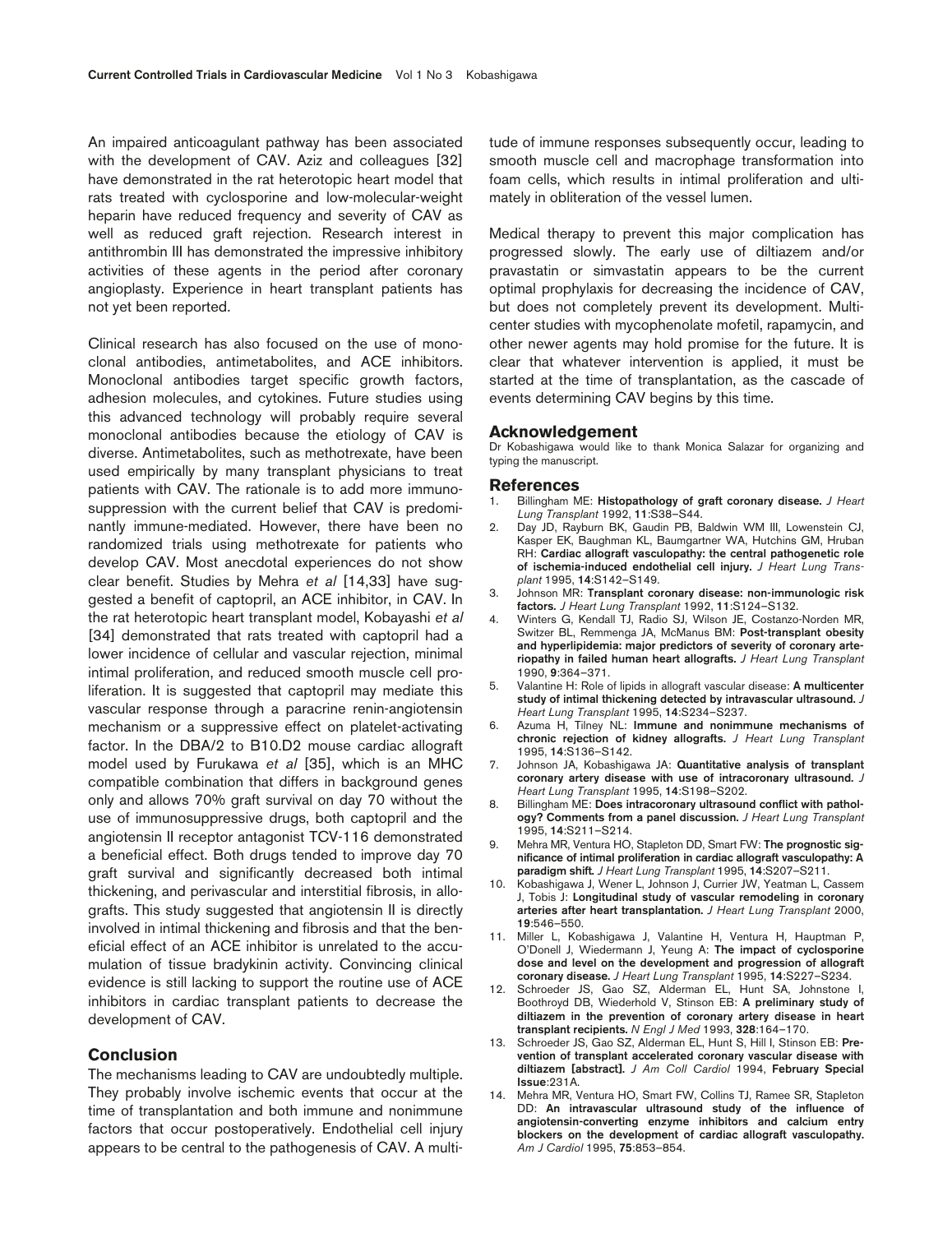An impaired anticoagulant pathway has been associated with the development of CAV. Aziz and colleagues [32] have demonstrated in the rat heterotopic heart model that rats treated with cyclosporine and low-molecular-weight heparin have reduced frequency and severity of CAV as well as reduced graft rejection. Research interest in antithrombin III has demonstrated the impressive inhibitory activities of these agents in the period after coronary angioplasty. Experience in heart transplant patients has not yet been reported.

Clinical research has also focused on the use of monoclonal antibodies, antimetabolites, and ACE inhibitors. Monoclonal antibodies target specific growth factors, adhesion molecules, and cytokines. Future studies using this advanced technology will probably require several monoclonal antibodies because the etiology of CAV is diverse. Antimetabolites, such as methotrexate, have been used empirically by many transplant physicians to treat patients with CAV. The rationale is to add more immunosuppression with the current belief that CAV is predominantly immune-mediated. However, there have been no randomized trials using methotrexate for patients who develop CAV. Most anecdotal experiences do not show clear benefit. Studies by Mehra *et al* [14,33] have suggested a benefit of captopril, an ACE inhibitor, in CAV. In the rat heterotopic heart transplant model, Kobayashi *et al* [34] demonstrated that rats treated with captopril had a lower incidence of cellular and vascular rejection, minimal intimal proliferation, and reduced smooth muscle cell proliferation. It is suggested that captopril may mediate this vascular response through a paracrine renin-angiotensin mechanism or a suppressive effect on platelet-activating factor. In the DBA/2 to B10.D2 mouse cardiac allograft model used by Furukawa *et al* [35], which is an MHC compatible combination that differs in background genes only and allows 70% graft survival on day 70 without the use of immunosuppressive drugs, both captopril and the angiotensin II receptor antagonist TCV-116 demonstrated a beneficial effect. Both drugs tended to improve day 70 graft survival and significantly decreased both intimal thickening, and perivascular and interstitial fibrosis, in allografts. This study suggested that angiotensin II is directly involved in intimal thickening and fibrosis and that the beneficial effect of an ACE inhibitor is unrelated to the accumulation of tissue bradykinin activity. Convincing clinical evidence is still lacking to support the routine use of ACE inhibitors in cardiac transplant patients to decrease the development of CAV.

## Conclusion

The mechanisms leading to CAV are undoubtedly multiple. They probably involve ischemic events that occur at the time of transplantation and both immune and nonimmune factors that occur postoperatively. Endothelial cell injury appears to be central to the pathogenesis of CAV. A multitude of immune responses subsequently occur, leading to smooth muscle cell and macrophage transformation into foam cells, which results in intimal proliferation and ultimately in obliteration of the vessel lumen.

Medical therapy to prevent this major complication has progressed slowly. The early use of diltiazem and/or pravastatin or simvastatin appears to be the current optimal prophylaxis for decreasing the incidence of CAV, but does not completely prevent its development. Multicenter studies with mycophenolate mofetil, rapamycin, and other newer agents may hold promise for the future. It is clear that whatever intervention is applied, it must be started at the time of transplantation, as the cascade of events determining CAV begins by this time.

## Acknowledgement

Dr Kobashigawa would like to thank Monica Salazar for organizing and typing the manuscript.

## References

1. Billingham ME: **Histopathology of graft coronary disease.** *J Heart Lung Transplant* 1992, **11**:S38–S44.
2. Day JD, Rayburn BK, Gaudin PB, Baldwin WM III, Lowenstein CJ, Kasper EK, Baughman KL, Baumgartner WA, Hutchins GM, Hruban RH: **Cardiac allograft vasculopathy: the central pathogenetic role of ischemia-induced endothelial cell injury.** *J Heart Lung Transplant* 1995, **14**:S142–S149.
3. Johnson MR: **Transplant coronary disease: non-immunologic risk factors.** *J Heart Lung Transplant* 1992, **11**:S124–S132.
4. Winters G, Kendall TJ, Radio SJ, Wilson JE, Costanzo-Norden MR, Switzer BL, Remmenga JA, McManus BM: **Post-transplant obesity and hyperlipidemia: major predictors of severity of coronary arteriopathy in failed human heart allografts.** *J Heart Lung Transplant* 1990, **9**:364–371.
5. Valantine H: Role of lipids in allograft vascular disease: **A multicenter study of intimal thickening detected by intravascular ultrasound.** *J Heart Lung Transplant* 1995, **14**:S234–S237.
6. Azuma H, Tilney NL: **Immune and nonimmune mechanisms of chronic rejection of kidney allografts.** *J Heart Lung Transplant* 1995, **14**:S136–S142.
7. Johnson JA, Kobashigawa JA: **Quantitative analysis of transplant coronary artery disease with use of intracoronary ultrasound.** *J Heart Lung Transplant* 1995, **14**:S198–S202.
8. Billingham ME: **Does intracoronary ultrasound conflict with pathology? Comments from a panel discussion.** *J Heart Lung Transplant* 1995, **14**:S211–S214.
9. Mehra MR, Ventura HO, Stapleton DD, Smart FW: **The prognostic significance of intimal proliferation in cardiac allograft vasculopathy: A paradigm shift.** *J Heart Lung Transplant* 1995, **14**:S207–S211.
10. Kobashigawa J, Wener L, Johnson J, Currier JW, Yeatman L, Cassem J, Tobis J: **Longitudinal study of vascular remodeling in coronary arteries after heart transplantation.** *J Heart Lung Transplant* 2000, **19**:546–550.
11. Miller L, Kobashigawa J, Valantine H, Ventura H, Hauptman P, O'Donell J, Wiedermann J, Yeung A: **The impact of cyclosporine dose and level on the development and progression of allograft coronary disease.** *J Heart Lung Transplant* 1995, **14**:S227–S234.
12. Schroeder JS, Gao SZ, Alderman EL, Hunt SA, Johnstone I, Boothroyd DB, Wiederhold V, Stinson EB: **A preliminary study of diltiazem in the prevention of coronary artery disease in heart transplant recipients.** *N Engl J Med* 1993, **328**:164–170.
13. Schroeder JS, Gao SZ, Alderman EL, Hunt S, Hill I, Stinson EB: **Prevention of transplant accelerated coronary vascular disease with diltiazem [abstract].** *J Am Coll Cardiol* 1994, **February Special Issue**:231A.
14. Mehra MR, Ventura HO, Smart FW, Collins TJ, Ramee SR, Stapleton DD: **An intravascular ultrasound study of the influence of angiotensin-converting enzyme inhibitors and calcium entry blockers on the development of cardiac allograft vasculopathy.** *Am J Cardiol* 1995, **75**:853–854.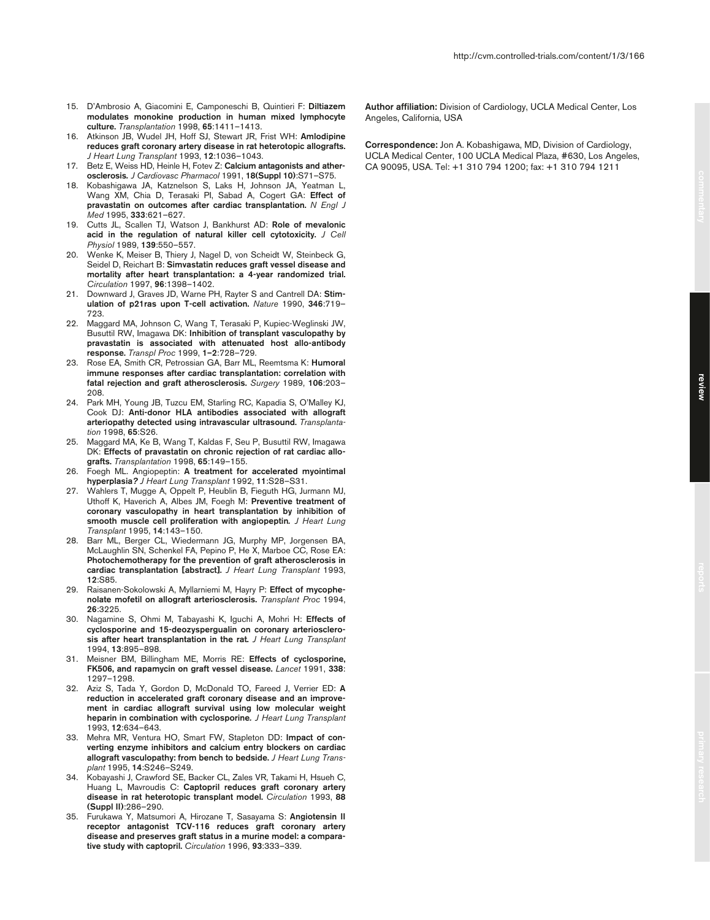15. D'Ambrosio A, Giacomini E, Camponeschi B, Quintieri F: **Diltiazem modulates monokine production in human mixed lymphocyte culture.** *Transplantation* 1998, **65**:1411–1413.
16. Atkinson JB, Wudel JH, Hoff SJ, Stewart JR, Frist WH: **Amlodipine reduces graft coronary artery disease in rat heterotopic allografts.** *J Heart Lung Transplant* 1993, **12**:1036–1043.
17. Betz E, Weiss HD, Heinle H, Fotev Z: **Calcium antagonists and atherosclerosis.** *J Cardiovasc Pharmacol* 1991, **18(Suppl 10)**:S71–S75.
18. Kobashigawa JA, Katznelson S, Laks H, Johnson JA, Yeatman L, Wang XM, Chia D, Terasaki PI, Sabad A, Cogert GA: **Effect of pravastatin on outcomes after cardiac transplantation.** *N Engl J Med* 1995, **333**:621–627.
19. Cutts JL, Scallen TJ, Watson J, Bankhurst AD: **Role of mevalonic acid in the regulation of natural killer cell cytotoxicity.** *J Cell Physiol* 1989, **139**:550–557.
20. Wenke K, Meiser B, Thiery J, Nagel D, von Scheidt W, Steinbeck G, Seidel D, Reichart B: **Simvastatin reduces graft vessel disease and mortality after heart transplantation: a 4-year randomized trial.** *Circulation* 1997, **96**:1398–1402.
21. Downward J, Graves JD, Warne PH, Rayter S and Cantrell DA: **Stimulation of p21ras upon T-cell activation.** *Nature* 1990, **346**:719–723.
22. Maggard MA, Johnson C, Wang T, Terasaki P, Kupiec-Weglinski JW, Busuttil RW, Imagawa DK: **Inhibition of transplant vasculopathy by pravastatin is associated with attenuated host allo-antibody response.** *Transpl Proc* 1999, **1–2**:728–729.
23. Rose EA, Smith CR, Petrossian GA, Barr ML, Reemtsma K: **Humoral immune responses after cardiac transplantation: correlation with fatal rejection and graft atherosclerosis.** *Surgery* 1989, **106**:203–208.
24. Park MH, Young JB, Tuzcu EM, Starling RC, Kapadia S, O'Malley KJ, Cook DJ: **Anti-donor HLA antibodies associated with allograft arteriopathy detected using intravascular ultrasound.** *Transplantation* 1998, **65**:S26.
25. Maggard MA, Ke B, Wang T, Kaldas F, Seu P, Busuttil RW, Imagawa DK: **Effects of pravastatin on chronic rejection of rat cardiac allografts.** *Transplantation* 1998, **65**:149–155.
26. Foegh ML. Angiopeptin: **A treatment for accelerated myointimal hyperplasia?** *J Heart Lung Transplant* 1992, **11**:S28–S31.
27. Wahlers T, Mugge A, Oppelt P, Heublin B, Fieguth HG, Jurmann MJ, Uthoff K, Haverich A, Albes JM, Foegh M: **Preventive treatment of coronary vasculopathy in heart transplantation by inhibition of smooth muscle cell proliferation with angiopeptin.** *J Heart Lung Transplant* 1995, **14**:143–150.
28. Barr ML, Berger CL, Wiedermann JG, Murphy MP, Jorgensen BA, McLaughlin SN, Schenkel FA, Pepino P, He X, Marboe CC, Rose EA: **Photochemotherapy for the prevention of graft atherosclerosis in cardiac transplantation [abstract].** *J Heart Lung Transplant* 1993, **12**:S85.
29. Raisanen-Sokolowski A, Myllarniemi M, Hayry P: **Effect of mycophenolate mofetil on allograft arteriosclerosis.** *Transplant Proc* 1994, **26**:3225.
30. Nagamine S, Ohmi M, Tabayashi K, Iguchi A, Mohri H: **Effects of cyclosporine and 15-deozyspergualin on coronary arteriosclerosis after heart transplantation in the rat.** *J Heart Lung Transplant* 1994, **13**:895–898.
31. Meisner BM, Billingham ME, Morris RE: **Effects of cyclosporine, FK506, and rapamycin on graft vessel disease.** *Lancet* 1991, **338**:1297–1298.
32. Aziz S, Tada Y, Gordon D, McDonald TO, Fareed J, Verrier ED: **A reduction in accelerated graft coronary disease and an improvement in cardiac allograft survival using low molecular weight heparin in combination with cyclosporine.** *J Heart Lung Transplant* 1993, **12**:634–643.
33. Mehra MR, Ventura HO, Smart FW, Stapleton DD: **Impact of converting enzyme inhibitors and calcium entry blockers on cardiac allograft vasculopathy: from bench to bedside.** *J Heart Lung Transplant* 1995, **14**:S246–S249.
34. Kobayashi J, Crawford SE, Backer CL, Zales VR, Takami H, Hsueh C, Huang L, Mavroudis C: **Captopril reduces graft coronary artery disease in rat heterotopic transplant model.** *Circulation* 1993, **88 (Suppl II)**:286–290.
35. Furukawa Y, Matsumori A, Hirozane T, Sasayama S: **Angiotensin II receptor antagonist TCV-116 reduces graft coronary artery disease and preserves graft status in a murine model: a comparative study with captopril.** *Circulation* 1996, **93**:333–339.

**Author affiliation:** Division of Cardiology, UCLA Medical Center, Los Angeles, California, USA

**Correspondence:** Jon A. Kobashigawa, MD, Division of Cardiology, UCLA Medical Center, 100 UCLA Medical Plaza, #630, Los Angeles, CA 90095, USA. Tel: +1 310 794 1200; fax: +1 310 794 1211